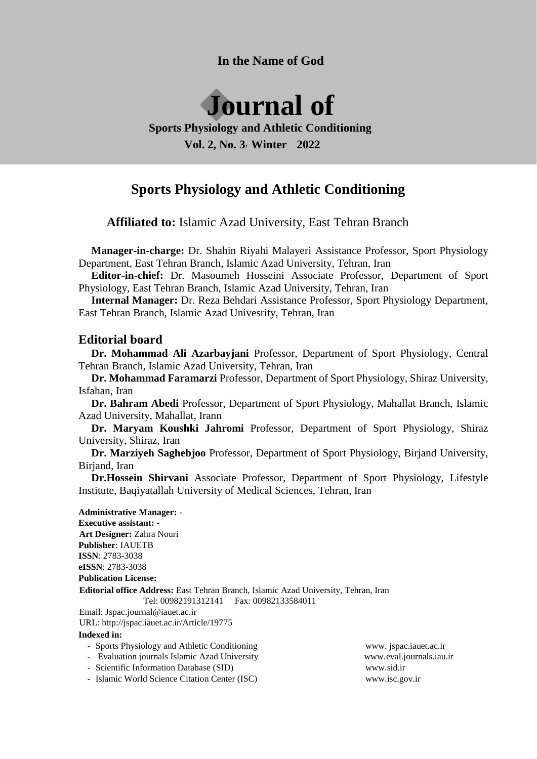**In the Name of God**

# Journal of

**Sports Physiology and Athletic Conditioning**

**Vol. 2, No. 3, Winter 2022**

## Sports Physiology and Athletic Conditioning

**Affiliated to:** Islamic Azad University, East Tehran Branch

**Manager-in-charge:** Dr. Shahin Riyahi Malayeri Assistance Professor, Sport Physiology Department, East Tehran Branch, Islamic Azad University, Tehran, Iran

**Editor-in-chief:** Dr. Masoumeh Hosseini Associate Professor, Department of Sport Physiology, East Tehran Branch, Islamic Azad University, Tehran, Iran

**Internal Manager:** Dr. Reza Behdari Assistance Professor, Sport Physiology Department, East Tehran Branch, Islamic Azad Univesrity, Tehran, Iran

### Editorial board

**Dr. Mohammad Ali Azarbayjani** Professor, Department of Sport Physiology, Central Tehran Branch, Islamic Azad University, Tehran, Iran

**Dr. Mohammad Faramarzi** Professor, Department of Sport Physiology, Shiraz University, Isfahan, Iran

**Dr. Bahram Abedi** Professor, Department of Sport Physiology, Mahallat Branch, Islamic Azad University, Mahallat, Irann

**Dr. Maryam Koushki Jahromi** Professor, Department of Sport Physiology, Shiraz University, Shiraz, Iran

**Dr. Marziyeh Saghebjoo** Professor, Department of Sport Physiology, Birjand University, Birjand, Iran

**Dr.Hossein Shirvani** Associate Professor, Department of Sport Physiology, Lifestyle Institute, Baqiyatallah University of Medical Sciences, Tehran, Iran

**Administrative Manager:** -
**Executive assistant:** -
**Art Designer:** Zahra Nouri
**Publisher**: IAUETB
**ISSN**: 2783-3038
**eISSN**: 2783-3038
**Publication License:**
**Editorial office Address:** East Tehran Branch, Islamic Azad University, Tehran, Iran
Tel: 00982191312141 Fax: 00982133584011
Email: Jspac.journal@iauet.ac.ir
URL: http://jspac.iauet.ac.ir/Article/19775

**Indexed in:**

- Sports Physiology and Athletic Conditioning — www. jspac.iauet.ac.ir
- Evaluation journals Islamic Azad University — www.eval.journals.iau.ir
- Scientific Information Database (SID) — www.sid.ir
- Islamic World Science Citation Center (ISC) — www.isc.gov.ir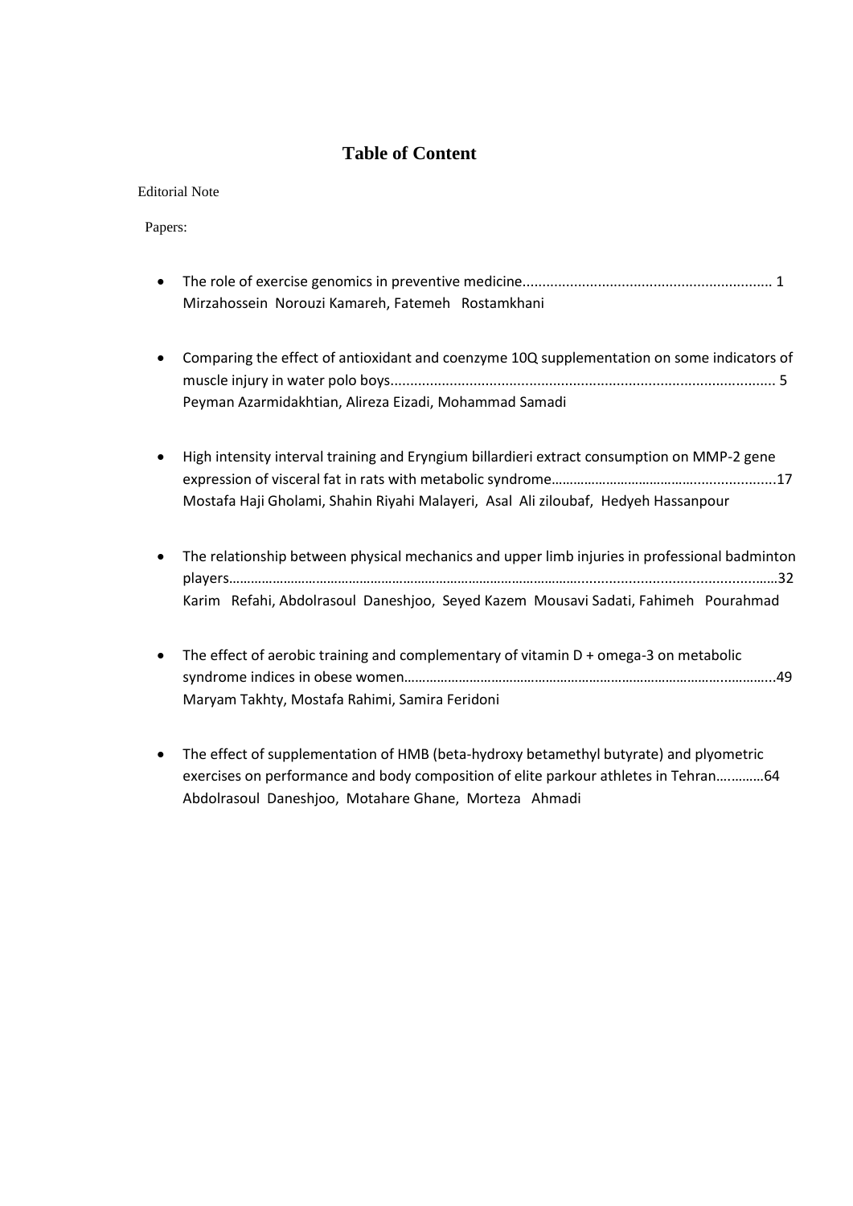# Table of Content

Editorial Note

Papers:

- The role of exercise genomics in preventive medicine............................................................... 1
  Mirzahossein Norouzi Kamareh, Fatemeh Rostamkhani

- Comparing the effect of antioxidant and coenzyme 10Q supplementation on some indicators of muscle injury in water polo boys................................................................................................. 5
  Peyman Azarmidakhtian, Alireza Eizadi, Mohammad Samadi

- High intensity interval training and Eryngium billardieri extract consumption on MMP-2 gene expression of visceral fat in rats with metabolic syndrome…………………………….......................17
  Mostafa Haji Gholami, Shahin Riyahi Malayeri, Asal Ali ziloubaf, Hedyeh Hassanpour

- The relationship between physical mechanics and upper limb injuries in professional badminton players……………………………………………………………………….................................................……32
  Karim Refahi, Abdolrasoul Daneshjoo, Seyed Kazem Mousavi Sadati, Fahimeh Pourahmad

- The effect of aerobic training and complementary of vitamin D + omega-3 on metabolic syndrome indices in obese women…………………………………………………………………………….…………..49
  Maryam Takhty, Mostafa Rahimi, Samira Feridoni

- The effect of supplementation of HMB (beta-hydroxy betamethyl butyrate) and plyometric exercises on performance and body composition of elite parkour athletes in Tehran….………64
  Abdolrasoul Daneshjoo, Motahare Ghane, Morteza Ahmadi